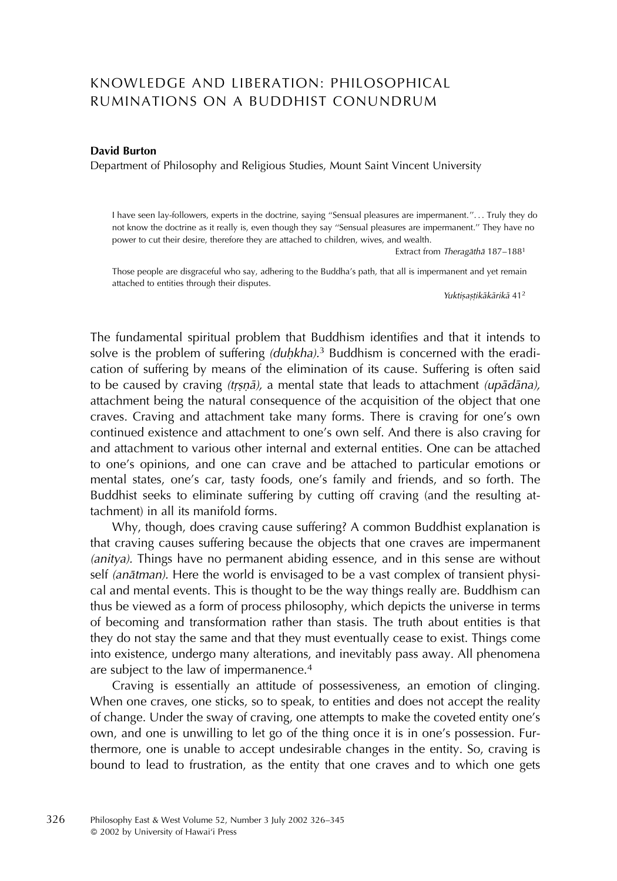# KNOWLEDGE AND LIBERATION: PHILOSOPHICAL RUMINATIONS ON A BUDDHIST CONUNDRUM

**David Burton**

Department of Philosophy and Religious Studies, Mount Saint Vincent University

> I have seen lay-followers, experts in the doctrine, saying "Sensual pleasures are impermanent."... Truly they do not know the doctrine as it really is, even though they say "Sensual pleasures are impermanent." They have no power to cut their desire, therefore they are attached to children, wives, and wealth.
>
> Extract from *Theragāthā* 187–188[1]

> Those people are disgraceful who say, adhering to the Buddha's path, that all is impermanent and yet remain attached to entities through their disputes.
>
> *Yuktiṣaṣṭikākārikā* 41[2]

The fundamental spiritual problem that Buddhism identifies and that it intends to solve is the problem of suffering *(duḥkha)*.[3] Buddhism is concerned with the eradication of suffering by means of the elimination of its cause. Suffering is often said to be caused by craving *(tṛṣṇā),* a mental state that leads to attachment *(upādāna),* attachment being the natural consequence of the acquisition of the object that one craves. Craving and attachment take many forms. There is craving for one's own continued existence and attachment to one's own self. And there is also craving for and attachment to various other internal and external entities. One can be attached to one's opinions, and one can crave and be attached to particular emotions or mental states, one's car, tasty foods, one's family and friends, and so forth. The Buddhist seeks to eliminate suffering by cutting off craving (and the resulting attachment) in all its manifold forms.

Why, though, does craving cause suffering? A common Buddhist explanation is that craving causes suffering because the objects that one craves are impermanent *(anitya).* Things have no permanent abiding essence, and in this sense are without self *(anātman).* Here the world is envisaged to be a vast complex of transient physical and mental events. This is thought to be the way things really are. Buddhism can thus be viewed as a form of process philosophy, which depicts the universe in terms of becoming and transformation rather than stasis. The truth about entities is that they do not stay the same and that they must eventually cease to exist. Things come into existence, undergo many alterations, and inevitably pass away. All phenomena are subject to the law of impermanence.[4]

Craving is essentially an attitude of possessiveness, an emotion of clinging. When one craves, one sticks, so to speak, to entities and does not accept the reality of change. Under the sway of craving, one attempts to make the coveted entity one's own, and one is unwilling to let go of the thing once it is in one's possession. Furthermore, one is unable to accept undesirable changes in the entity. So, craving is bound to lead to frustration, as the entity that one craves and to which one gets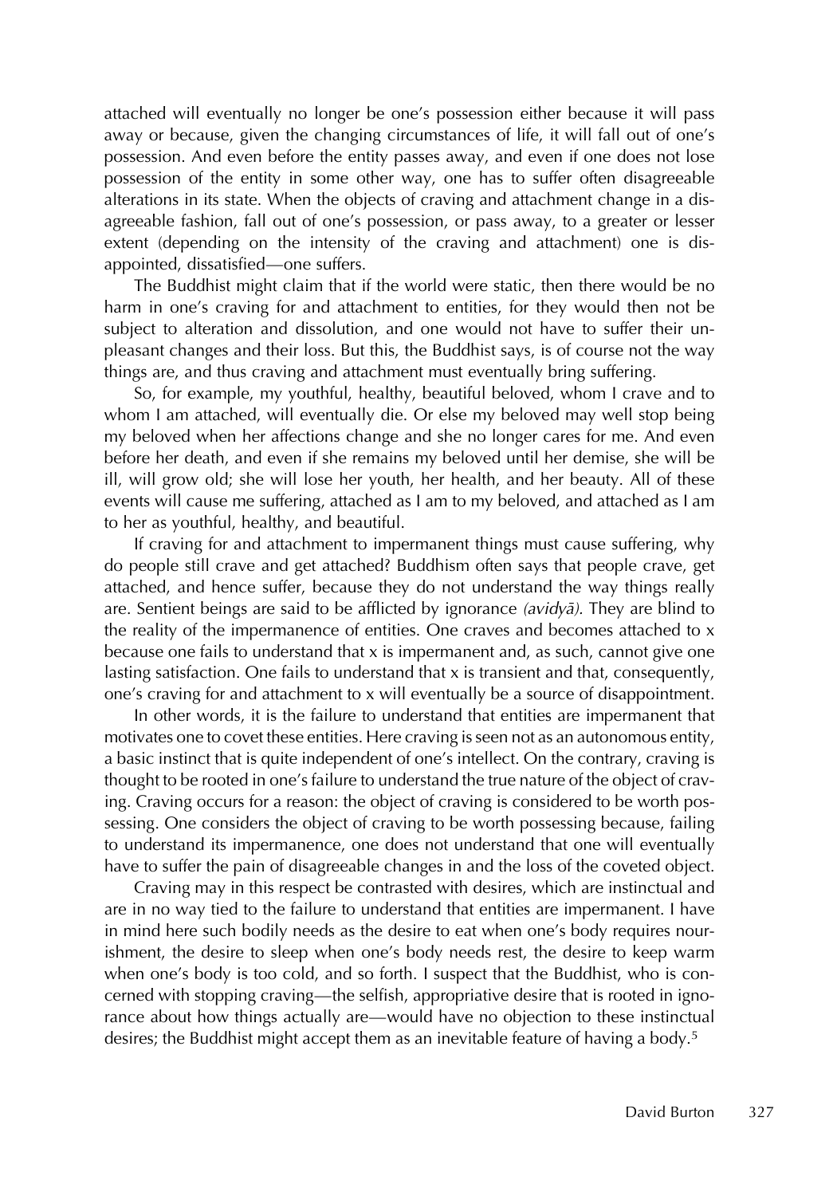attached will eventually no longer be one's possession either because it will pass away or because, given the changing circumstances of life, it will fall out of one's possession. And even before the entity passes away, and even if one does not lose possession of the entity in some other way, one has to suffer often disagreeable alterations in its state. When the objects of craving and attachment change in a disagreeable fashion, fall out of one's possession, or pass away, to a greater or lesser extent (depending on the intensity of the craving and attachment) one is disappointed, dissatisfied—one suffers.

The Buddhist might claim that if the world were static, then there would be no harm in one's craving for and attachment to entities, for they would then not be subject to alteration and dissolution, and one would not have to suffer their unpleasant changes and their loss. But this, the Buddhist says, is of course not the way things are, and thus craving and attachment must eventually bring suffering.

So, for example, my youthful, healthy, beautiful beloved, whom I crave and to whom I am attached, will eventually die. Or else my beloved may well stop being my beloved when her affections change and she no longer cares for me. And even before her death, and even if she remains my beloved until her demise, she will be ill, will grow old; she will lose her youth, her health, and her beauty. All of these events will cause me suffering, attached as I am to my beloved, and attached as I am to her as youthful, healthy, and beautiful.

If craving for and attachment to impermanent things must cause suffering, why do people still crave and get attached? Buddhism often says that people crave, get attached, and hence suffer, because they do not understand the way things really are. Sentient beings are said to be afflicted by ignorance *(avidyā)*. They are blind to the reality of the impermanence of entities. One craves and becomes attached to x because one fails to understand that x is impermanent and, as such, cannot give one lasting satisfaction. One fails to understand that x is transient and that, consequently, one's craving for and attachment to x will eventually be a source of disappointment.

In other words, it is the failure to understand that entities are impermanent that motivates one to covet these entities. Here craving is seen not as an autonomous entity, a basic instinct that is quite independent of one's intellect. On the contrary, craving is thought to be rooted in one's failure to understand the true nature of the object of craving. Craving occurs for a reason: the object of craving is considered to be worth possessing. One considers the object of craving to be worth possessing because, failing to understand its impermanence, one does not understand that one will eventually have to suffer the pain of disagreeable changes in and the loss of the coveted object.

Craving may in this respect be contrasted with desires, which are instinctual and are in no way tied to the failure to understand that entities are impermanent. I have in mind here such bodily needs as the desire to eat when one's body requires nourishment, the desire to sleep when one's body needs rest, the desire to keep warm when one's body is too cold, and so forth. I suspect that the Buddhist, who is concerned with stopping craving—the selfish, appropriative desire that is rooted in ignorance about how things actually are—would have no objection to these instinctual desires; the Buddhist might accept them as an inevitable feature of having a body.[5]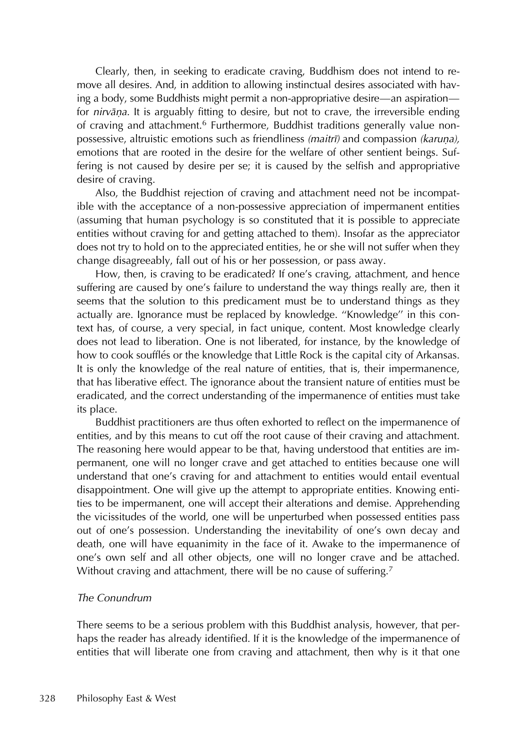Clearly, then, in seeking to eradicate craving, Buddhism does not intend to remove all desires. And, in addition to allowing instinctual desires associated with having a body, some Buddhists might permit a non-appropriative desire—an aspiration—for *nirvāṇa*. It is arguably fitting to desire, but not to crave, the irreversible ending of craving and attachment.[6] Furthermore, Buddhist traditions generally value non-possessive, altruistic emotions such as friendliness *(maitrī)* and compassion *(karuṇa),* emotions that are rooted in the desire for the welfare of other sentient beings. Suffering is not caused by desire per se; it is caused by the selfish and appropriative desire of craving.

Also, the Buddhist rejection of craving and attachment need not be incompatible with the acceptance of a non-possessive appreciation of impermanent entities (assuming that human psychology is so constituted that it is possible to appreciate entities without craving for and getting attached to them). Insofar as the appreciator does not try to hold on to the appreciated entities, he or she will not suffer when they change disagreeably, fall out of his or her possession, or pass away.

How, then, is craving to be eradicated? If one's craving, attachment, and hence suffering are caused by one's failure to understand the way things really are, then it seems that the solution to this predicament must be to understand things as they actually are. Ignorance must be replaced by knowledge. "Knowledge" in this context has, of course, a very special, in fact unique, content. Most knowledge clearly does not lead to liberation. One is not liberated, for instance, by the knowledge of how to cook soufflés or the knowledge that Little Rock is the capital city of Arkansas. It is only the knowledge of the real nature of entities, that is, their impermanence, that has liberative effect. The ignorance about the transient nature of entities must be eradicated, and the correct understanding of the impermanence of entities must take its place.

Buddhist practitioners are thus often exhorted to reflect on the impermanence of entities, and by this means to cut off the root cause of their craving and attachment. The reasoning here would appear to be that, having understood that entities are impermanent, one will no longer crave and get attached to entities because one will understand that one's craving for and attachment to entities would entail eventual disappointment. One will give up the attempt to appropriate entities. Knowing entities to be impermanent, one will accept their alterations and demise. Apprehending the vicissitudes of the world, one will be unperturbed when possessed entities pass out of one's possession. Understanding the inevitability of one's own decay and death, one will have equanimity in the face of it. Awake to the impermanence of one's own self and all other objects, one will no longer crave and be attached. Without craving and attachment, there will be no cause of suffering.[7]

### *The Conundrum*

There seems to be a serious problem with this Buddhist analysis, however, that perhaps the reader has already identified. If it is the knowledge of the impermanence of entities that will liberate one from craving and attachment, then why is it that one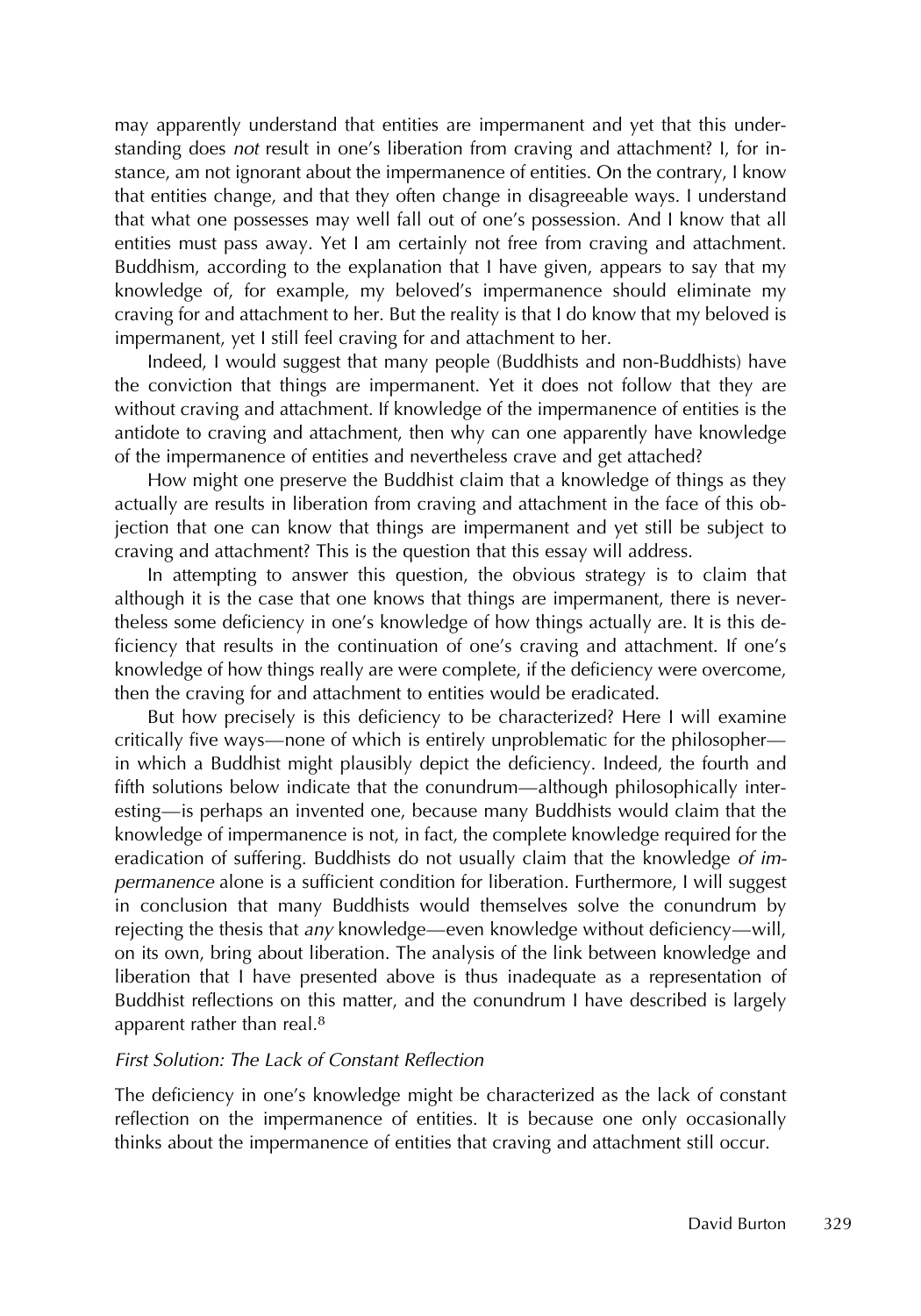may apparently understand that entities are impermanent and yet that this understanding does *not* result in one's liberation from craving and attachment? I, for instance, am not ignorant about the impermanence of entities. On the contrary, I know that entities change, and that they often change in disagreeable ways. I understand that what one possesses may well fall out of one's possession. And I know that all entities must pass away. Yet I am certainly not free from craving and attachment. Buddhism, according to the explanation that I have given, appears to say that my knowledge of, for example, my beloved's impermanence should eliminate my craving for and attachment to her. But the reality is that I do know that my beloved is impermanent, yet I still feel craving for and attachment to her.

Indeed, I would suggest that many people (Buddhists and non-Buddhists) have the conviction that things are impermanent. Yet it does not follow that they are without craving and attachment. If knowledge of the impermanence of entities is the antidote to craving and attachment, then why can one apparently have knowledge of the impermanence of entities and nevertheless crave and get attached?

How might one preserve the Buddhist claim that a knowledge of things as they actually are results in liberation from craving and attachment in the face of this objection that one can know that things are impermanent and yet still be subject to craving and attachment? This is the question that this essay will address.

In attempting to answer this question, the obvious strategy is to claim that although it is the case that one knows that things are impermanent, there is nevertheless some deficiency in one's knowledge of how things actually are. It is this deficiency that results in the continuation of one's craving and attachment. If one's knowledge of how things really are were complete, if the deficiency were overcome, then the craving for and attachment to entities would be eradicated.

But how precisely is this deficiency to be characterized? Here I will examine critically five ways—none of which is entirely unproblematic for the philosopher—in which a Buddhist might plausibly depict the deficiency. Indeed, the fourth and fifth solutions below indicate that the conundrum—although philosophically interesting—is perhaps an invented one, because many Buddhists would claim that the knowledge of impermanence is not, in fact, the complete knowledge required for the eradication of suffering. Buddhists do not usually claim that the knowledge *of impermanence* alone is a sufficient condition for liberation. Furthermore, I will suggest in conclusion that many Buddhists would themselves solve the conundrum by rejecting the thesis that *any* knowledge—even knowledge without deficiency—will, on its own, bring about liberation. The analysis of the link between knowledge and liberation that I have presented above is thus inadequate as a representation of Buddhist reflections on this matter, and the conundrum I have described is largely apparent rather than real.[8]

### *First Solution: The Lack of Constant Reflection*

The deficiency in one's knowledge might be characterized as the lack of constant reflection on the impermanence of entities. It is because one only occasionally thinks about the impermanence of entities that craving and attachment still occur.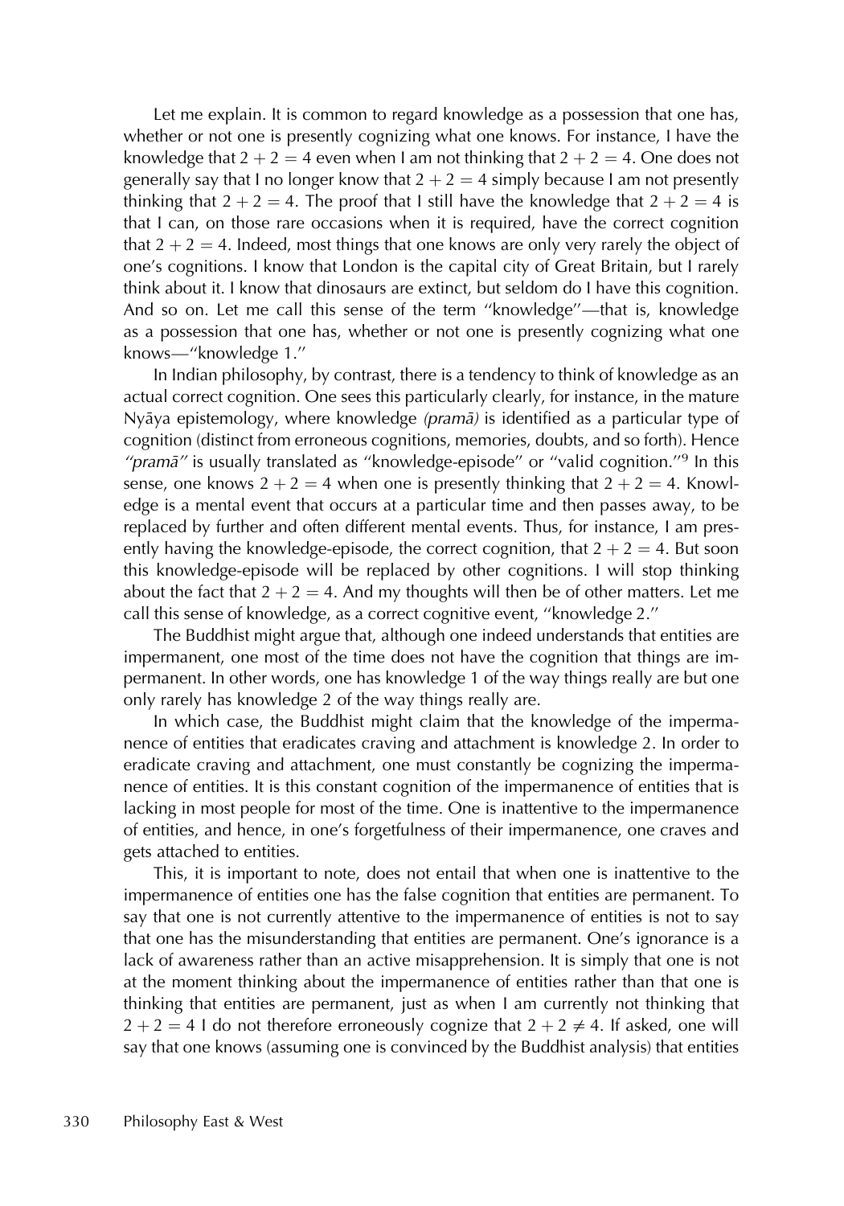Let me explain. It is common to regard knowledge as a possession that one has, whether or not one is presently cognizing what one knows. For instance, I have the knowledge that $2 + 2 = 4$ even when I am not thinking that $2 + 2 = 4$. One does not generally say that I no longer know that $2 + 2 = 4$ simply because I am not presently thinking that $2 + 2 = 4$. The proof that I still have the knowledge that $2 + 2 = 4$ is that I can, on those rare occasions when it is required, have the correct cognition that $2 + 2 = 4$. Indeed, most things that one knows are only very rarely the object of one's cognitions. I know that London is the capital city of Great Britain, but I rarely think about it. I know that dinosaurs are extinct, but seldom do I have this cognition. And so on. Let me call this sense of the term "knowledge"—that is, knowledge as a possession that one has, whether or not one is presently cognizing what one knows—"knowledge 1."

In Indian philosophy, by contrast, there is a tendency to think of knowledge as an actual correct cognition. One sees this particularly clearly, for instance, in the mature Nyāya epistemology, where knowledge *(pramā)* is identified as a particular type of cognition (distinct from erroneous cognitions, memories, doubts, and so forth). Hence *"pramā"* is usually translated as "knowledge-episode" or "valid cognition."[9] In this sense, one knows $2 + 2 = 4$ when one is presently thinking that $2 + 2 = 4$. Knowledge is a mental event that occurs at a particular time and then passes away, to be replaced by further and often different mental events. Thus, for instance, I am presently having the knowledge-episode, the correct cognition, that $2 + 2 = 4$. But soon this knowledge-episode will be replaced by other cognitions. I will stop thinking about the fact that $2 + 2 = 4$. And my thoughts will then be of other matters. Let me call this sense of knowledge, as a correct cognitive event, "knowledge 2."

The Buddhist might argue that, although one indeed understands that entities are impermanent, one most of the time does not have the cognition that things are impermanent. In other words, one has knowledge 1 of the way things really are but one only rarely has knowledge 2 of the way things really are.

In which case, the Buddhist might claim that the knowledge of the impermanence of entities that eradicates craving and attachment is knowledge 2. In order to eradicate craving and attachment, one must constantly be cognizing the impermanence of entities. It is this constant cognition of the impermanence of entities that is lacking in most people for most of the time. One is inattentive to the impermanence of entities, and hence, in one's forgetfulness of their impermanence, one craves and gets attached to entities.

This, it is important to note, does not entail that when one is inattentive to the impermanence of entities one has the false cognition that entities are permanent. To say that one is not currently attentive to the impermanence of entities is not to say that one has the misunderstanding that entities are permanent. One's ignorance is a lack of awareness rather than an active misapprehension. It is simply that one is not at the moment thinking about the impermanence of entities rather than that one is thinking that entities are permanent, just as when I am currently not thinking that $2 + 2 = 4$ I do not therefore erroneously cognize that $2 + 2 \neq 4$. If asked, one will say that one knows (assuming one is convinced by the Buddhist analysis) that entities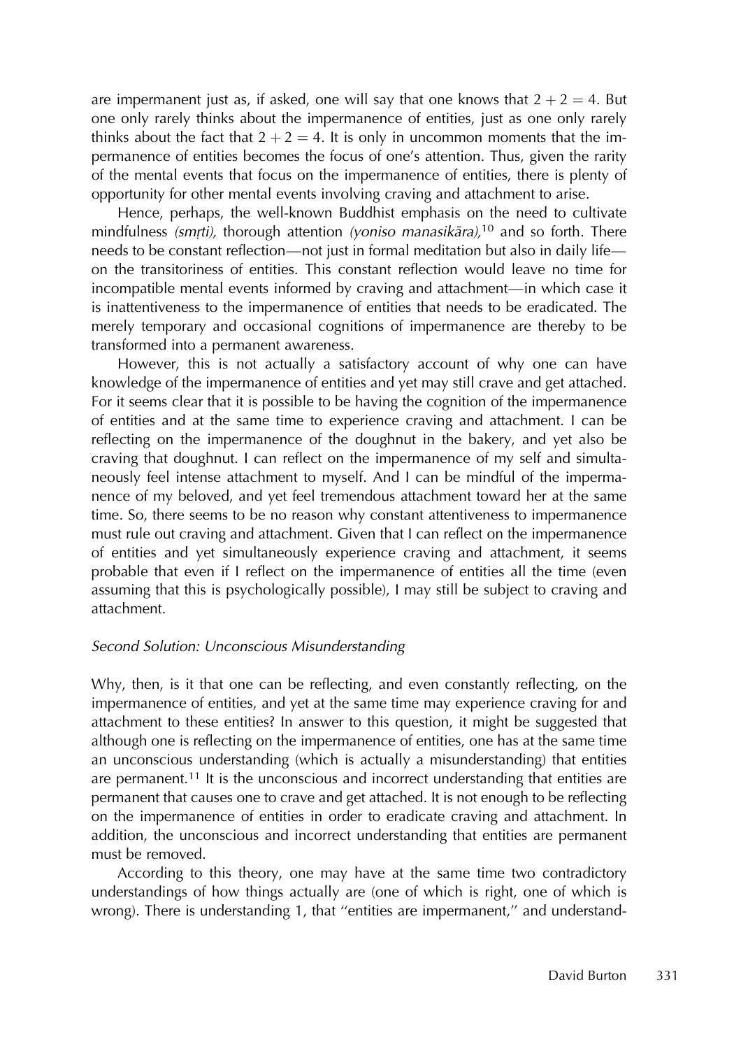are impermanent just as, if asked, one will say that one knows that $2 + 2 = 4$. But one only rarely thinks about the impermanence of entities, just as one only rarely thinks about the fact that $2 + 2 = 4$. It is only in uncommon moments that the impermanence of entities becomes the focus of one's attention. Thus, given the rarity of the mental events that focus on the impermanence of entities, there is plenty of opportunity for other mental events involving craving and attachment to arise.

Hence, perhaps, the well-known Buddhist emphasis on the need to cultivate mindfulness *(smṛti),* thorough attention *(yoniso manasikāra),*[10] and so forth. There needs to be constant reflection—not just in formal meditation but also in daily life—on the transitoriness of entities. This constant reflection would leave no time for incompatible mental events informed by craving and attachment—in which case it is inattentiveness to the impermanence of entities that needs to be eradicated. The merely temporary and occasional cognitions of impermanence are thereby to be transformed into a permanent awareness.

However, this is not actually a satisfactory account of why one can have knowledge of the impermanence of entities and yet may still crave and get attached. For it seems clear that it is possible to be having the cognition of the impermanence of entities and at the same time to experience craving and attachment. I can be reflecting on the impermanence of the doughnut in the bakery, and yet also be craving that doughnut. I can reflect on the impermanence of my self and simultaneously feel intense attachment to myself. And I can be mindful of the impermanence of my beloved, and yet feel tremendous attachment toward her at the same time. So, there seems to be no reason why constant attentiveness to impermanence must rule out craving and attachment. Given that I can reflect on the impermanence of entities and yet simultaneously experience craving and attachment, it seems probable that even if I reflect on the impermanence of entities all the time (even assuming that this is psychologically possible), I may still be subject to craving and attachment.

*Second Solution: Unconscious Misunderstanding*

Why, then, is it that one can be reflecting, and even constantly reflecting, on the impermanence of entities, and yet at the same time may experience craving for and attachment to these entities? In answer to this question, it might be suggested that although one is reflecting on the impermanence of entities, one has at the same time an unconscious understanding (which is actually a misunderstanding) that entities are permanent.[11] It is the unconscious and incorrect understanding that entities are permanent that causes one to crave and get attached. It is not enough to be reflecting on the impermanence of entities in order to eradicate craving and attachment. In addition, the unconscious and incorrect understanding that entities are permanent must be removed.

According to this theory, one may have at the same time two contradictory understandings of how things actually are (one of which is right, one of which is wrong). There is understanding 1, that "entities are impermanent," and understand-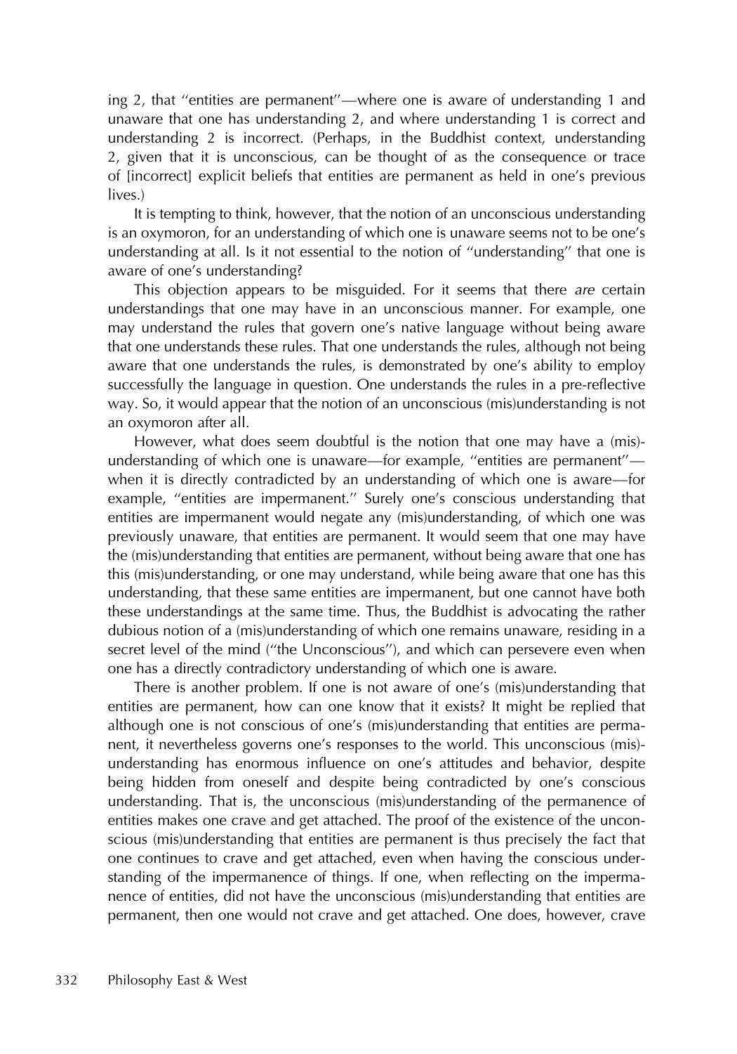ing 2, that "entities are permanent"—where one is aware of understanding 1 and unaware that one has understanding 2, and where understanding 1 is correct and understanding 2 is incorrect. (Perhaps, in the Buddhist context, understanding 2, given that it is unconscious, can be thought of as the consequence or trace of [incorrect] explicit beliefs that entities are permanent as held in one's previous lives.)

It is tempting to think, however, that the notion of an unconscious understanding is an oxymoron, for an understanding of which one is unaware seems not to be one's understanding at all. Is it not essential to the notion of "understanding" that one is aware of one's understanding?

This objection appears to be misguided. For it seems that there *are* certain understandings that one may have in an unconscious manner. For example, one may understand the rules that govern one's native language without being aware that one understands these rules. That one understands the rules, although not being aware that one understands the rules, is demonstrated by one's ability to employ successfully the language in question. One understands the rules in a pre-reflective way. So, it would appear that the notion of an unconscious (mis)understanding is not an oxymoron after all.

However, what does seem doubtful is the notion that one may have a (mis)-understanding of which one is unaware—for example, "entities are permanent"—when it is directly contradicted by an understanding of which one is aware—for example, "entities are impermanent." Surely one's conscious understanding that entities are impermanent would negate any (mis)understanding, of which one was previously unaware, that entities are permanent. It would seem that one may have the (mis)understanding that entities are permanent, without being aware that one has this (mis)understanding, or one may understand, while being aware that one has this understanding, that these same entities are impermanent, but one cannot have both these understandings at the same time. Thus, the Buddhist is advocating the rather dubious notion of a (mis)understanding of which one remains unaware, residing in a secret level of the mind ("the Unconscious"), and which can persevere even when one has a directly contradictory understanding of which one is aware.

There is another problem. If one is not aware of one's (mis)understanding that entities are permanent, how can one know that it exists? It might be replied that although one is not conscious of one's (mis)understanding that entities are permanent, it nevertheless governs one's responses to the world. This unconscious (mis)-understanding has enormous influence on one's attitudes and behavior, despite being hidden from oneself and despite being contradicted by one's conscious understanding. That is, the unconscious (mis)understanding of the permanence of entities makes one crave and get attached. The proof of the existence of the unconscious (mis)understanding that entities are permanent is thus precisely the fact that one continues to crave and get attached, even when having the conscious understanding of the impermanence of things. If one, when reflecting on the impermanence of entities, did not have the unconscious (mis)understanding that entities are permanent, then one would not crave and get attached. One does, however, crave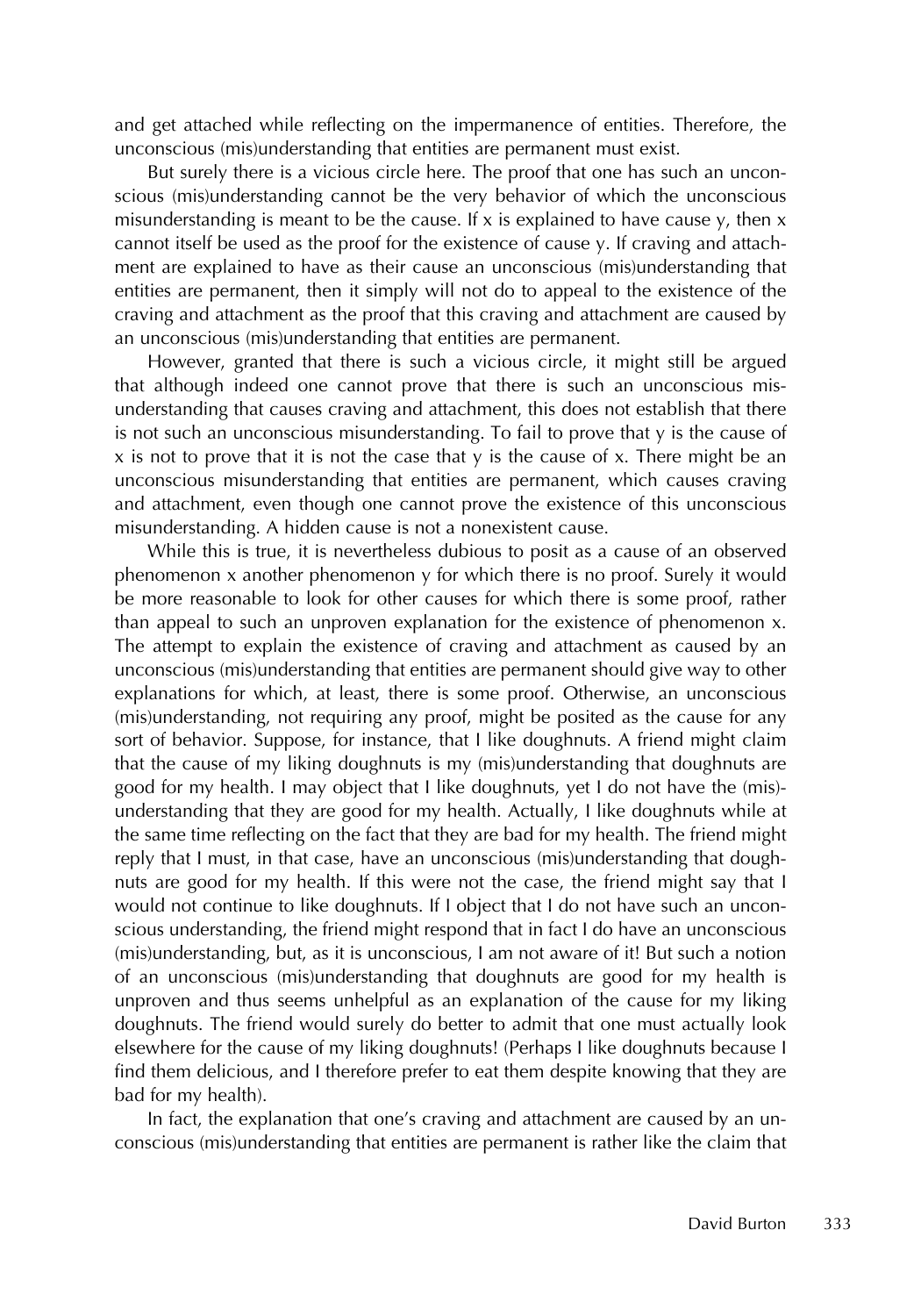and get attached while reflecting on the impermanence of entities. Therefore, the unconscious (mis)understanding that entities are permanent must exist.

But surely there is a vicious circle here. The proof that one has such an unconscious (mis)understanding cannot be the very behavior of which the unconscious misunderstanding is meant to be the cause. If x is explained to have cause y, then x cannot itself be used as the proof for the existence of cause y. If craving and attachment are explained to have as their cause an unconscious (mis)understanding that entities are permanent, then it simply will not do to appeal to the existence of the craving and attachment as the proof that this craving and attachment are caused by an unconscious (mis)understanding that entities are permanent.

However, granted that there is such a vicious circle, it might still be argued that although indeed one cannot prove that there is such an unconscious misunderstanding that causes craving and attachment, this does not establish that there is not such an unconscious misunderstanding. To fail to prove that y is the cause of x is not to prove that it is not the case that y is the cause of x. There might be an unconscious misunderstanding that entities are permanent, which causes craving and attachment, even though one cannot prove the existence of this unconscious misunderstanding. A hidden cause is not a nonexistent cause.

While this is true, it is nevertheless dubious to posit as a cause of an observed phenomenon x another phenomenon y for which there is no proof. Surely it would be more reasonable to look for other causes for which there is some proof, rather than appeal to such an unproven explanation for the existence of phenomenon x. The attempt to explain the existence of craving and attachment as caused by an unconscious (mis)understanding that entities are permanent should give way to other explanations for which, at least, there is some proof. Otherwise, an unconscious (mis)understanding, not requiring any proof, might be posited as the cause for any sort of behavior. Suppose, for instance, that I like doughnuts. A friend might claim that the cause of my liking doughnuts is my (mis)understanding that doughnuts are good for my health. I may object that I like doughnuts, yet I do not have the (mis)understanding that they are good for my health. Actually, I like doughnuts while at the same time reflecting on the fact that they are bad for my health. The friend might reply that I must, in that case, have an unconscious (mis)understanding that doughnuts are good for my health. If this were not the case, the friend might say that I would not continue to like doughnuts. If I object that I do not have such an unconscious understanding, the friend might respond that in fact I do have an unconscious (mis)understanding, but, as it is unconscious, I am not aware of it! But such a notion of an unconscious (mis)understanding that doughnuts are good for my health is unproven and thus seems unhelpful as an explanation of the cause for my liking doughnuts. The friend would surely do better to admit that one must actually look elsewhere for the cause of my liking doughnuts! (Perhaps I like doughnuts because I find them delicious, and I therefore prefer to eat them despite knowing that they are bad for my health).

In fact, the explanation that one's craving and attachment are caused by an unconscious (mis)understanding that entities are permanent is rather like the claim that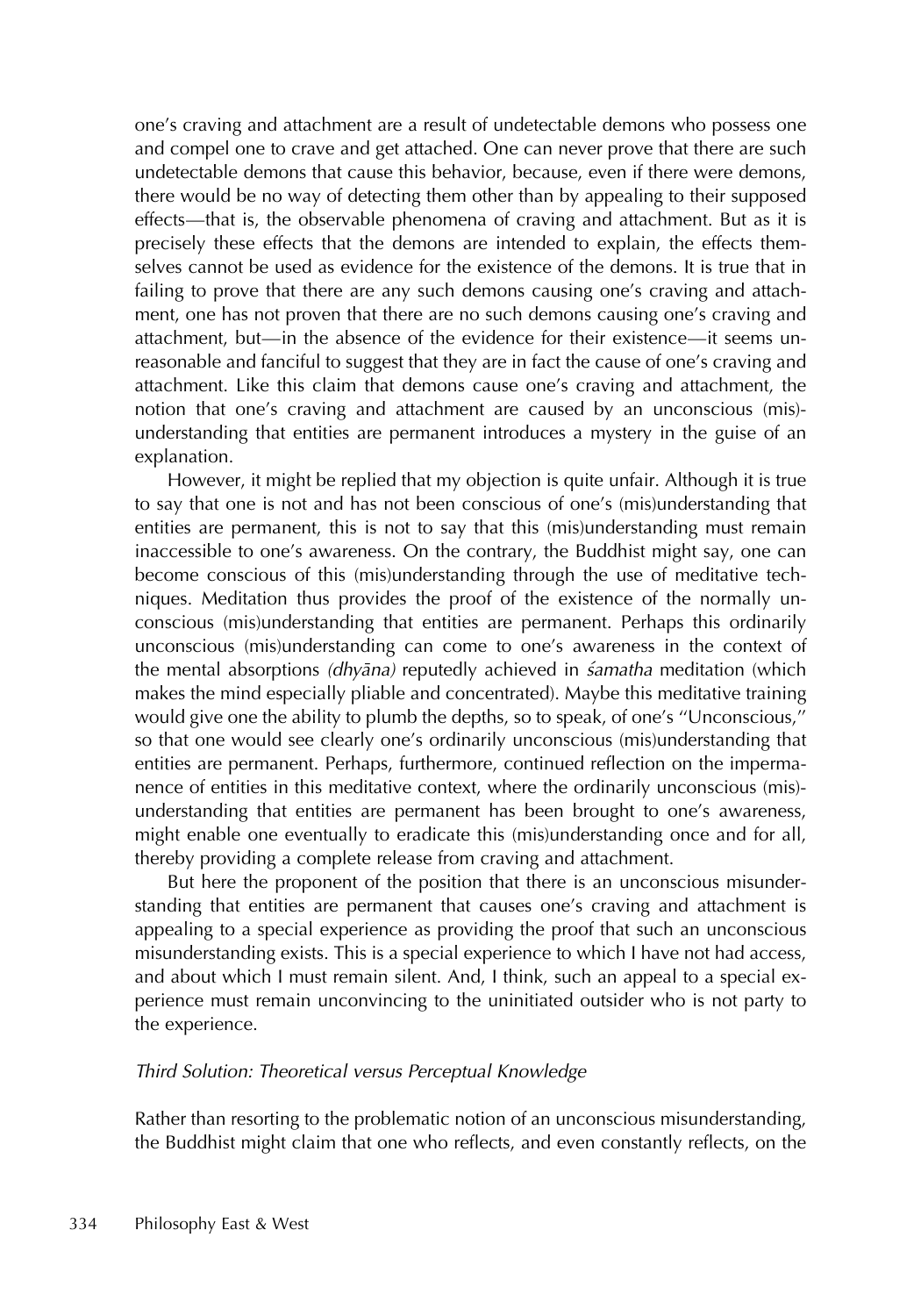one's craving and attachment are a result of undetectable demons who possess one and compel one to crave and get attached. One can never prove that there are such undetectable demons that cause this behavior, because, even if there were demons, there would be no way of detecting them other than by appealing to their supposed effects—that is, the observable phenomena of craving and attachment. But as it is precisely these effects that the demons are intended to explain, the effects themselves cannot be used as evidence for the existence of the demons. It is true that in failing to prove that there are any such demons causing one's craving and attachment, one has not proven that there are no such demons causing one's craving and attachment, but—in the absence of the evidence for their existence—it seems unreasonable and fanciful to suggest that they are in fact the cause of one's craving and attachment. Like this claim that demons cause one's craving and attachment, the notion that one's craving and attachment are caused by an unconscious (mis)understanding that entities are permanent introduces a mystery in the guise of an explanation.

However, it might be replied that my objection is quite unfair. Although it is true to say that one is not and has not been conscious of one's (mis)understanding that entities are permanent, this is not to say that this (mis)understanding must remain inaccessible to one's awareness. On the contrary, the Buddhist might say, one can become conscious of this (mis)understanding through the use of meditative techniques. Meditation thus provides the proof of the existence of the normally unconscious (mis)understanding that entities are permanent. Perhaps this ordinarily unconscious (mis)understanding can come to one's awareness in the context of the mental absorptions *(dhyāna)* reputedly achieved in *śamatha* meditation (which makes the mind especially pliable and concentrated). Maybe this meditative training would give one the ability to plumb the depths, so to speak, of one's "Unconscious," so that one would see clearly one's ordinarily unconscious (mis)understanding that entities are permanent. Perhaps, furthermore, continued reflection on the impermanence of entities in this meditative context, where the ordinarily unconscious (mis)understanding that entities are permanent has been brought to one's awareness, might enable one eventually to eradicate this (mis)understanding once and for all, thereby providing a complete release from craving and attachment.

But here the proponent of the position that there is an unconscious misunderstanding that entities are permanent that causes one's craving and attachment is appealing to a special experience as providing the proof that such an unconscious misunderstanding exists. This is a special experience to which I have not had access, and about which I must remain silent. And, I think, such an appeal to a special experience must remain unconvincing to the uninitiated outsider who is not party to the experience.

### *Third Solution: Theoretical versus Perceptual Knowledge*

Rather than resorting to the problematic notion of an unconscious misunderstanding, the Buddhist might claim that one who reflects, and even constantly reflects, on the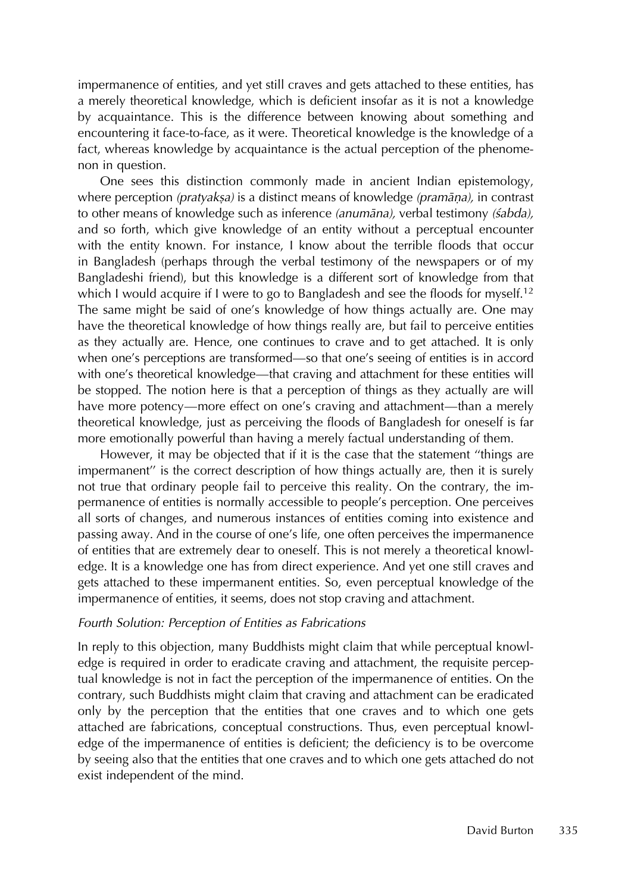impermanence of entities, and yet still craves and gets attached to these entities, has a merely theoretical knowledge, which is deficient insofar as it is not a knowledge by acquaintance. This is the difference between knowing about something and encountering it face-to-face, as it were. Theoretical knowledge is the knowledge of a fact, whereas knowledge by acquaintance is the actual perception of the phenomenon in question.

One sees this distinction commonly made in ancient Indian epistemology, where perception *(pratyakṣa)* is a distinct means of knowledge *(pramāṇa),* in contrast to other means of knowledge such as inference *(anumāna),* verbal testimony *(śabda),* and so forth, which give knowledge of an entity without a perceptual encounter with the entity known. For instance, I know about the terrible floods that occur in Bangladesh (perhaps through the verbal testimony of the newspapers or of my Bangladeshi friend), but this knowledge is a different sort of knowledge from that which I would acquire if I were to go to Bangladesh and see the floods for myself.[12] The same might be said of one's knowledge of how things actually are. One may have the theoretical knowledge of how things really are, but fail to perceive entities as they actually are. Hence, one continues to crave and to get attached. It is only when one's perceptions are transformed—so that one's seeing of entities is in accord with one's theoretical knowledge—that craving and attachment for these entities will be stopped. The notion here is that a perception of things as they actually are will have more potency—more effect on one's craving and attachment—than a merely theoretical knowledge, just as perceiving the floods of Bangladesh for oneself is far more emotionally powerful than having a merely factual understanding of them.

However, it may be objected that if it is the case that the statement "things are impermanent" is the correct description of how things actually are, then it is surely not true that ordinary people fail to perceive this reality. On the contrary, the impermanence of entities is normally accessible to people's perception. One perceives all sorts of changes, and numerous instances of entities coming into existence and passing away. And in the course of one's life, one often perceives the impermanence of entities that are extremely dear to oneself. This is not merely a theoretical knowledge. It is a knowledge one has from direct experience. And yet one still craves and gets attached to these impermanent entities. So, even perceptual knowledge of the impermanence of entities, it seems, does not stop craving and attachment.

### *Fourth Solution: Perception of Entities as Fabrications*

In reply to this objection, many Buddhists might claim that while perceptual knowledge is required in order to eradicate craving and attachment, the requisite perceptual knowledge is not in fact the perception of the impermanence of entities. On the contrary, such Buddhists might claim that craving and attachment can be eradicated only by the perception that the entities that one craves and to which one gets attached are fabrications, conceptual constructions. Thus, even perceptual knowledge of the impermanence of entities is deficient; the deficiency is to be overcome by seeing also that the entities that one craves and to which one gets attached do not exist independent of the mind.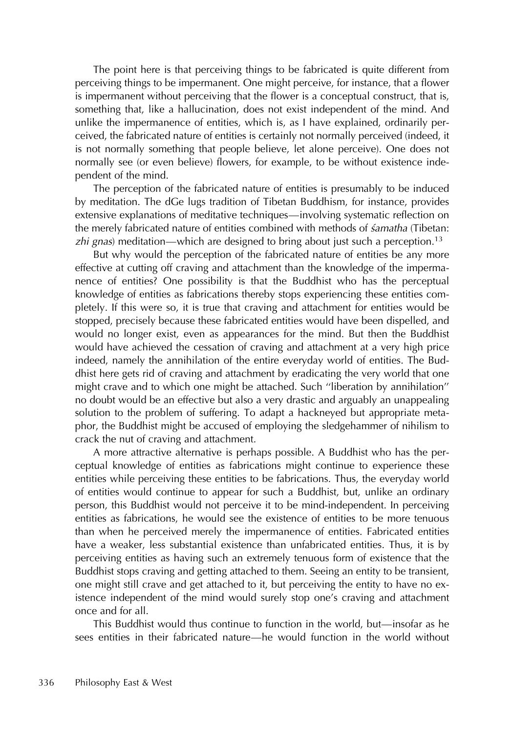The point here is that perceiving things to be fabricated is quite different from perceiving things to be impermanent. One might perceive, for instance, that a flower is impermanent without perceiving that the flower is a conceptual construct, that is, something that, like a hallucination, does not exist independent of the mind. And unlike the impermanence of entities, which is, as I have explained, ordinarily perceived, the fabricated nature of entities is certainly not normally perceived (indeed, it is not normally something that people believe, let alone perceive). One does not normally see (or even believe) flowers, for example, to be without existence independent of the mind.

The perception of the fabricated nature of entities is presumably to be induced by meditation. The dGe lugs tradition of Tibetan Buddhism, for instance, provides extensive explanations of meditative techniques—involving systematic reflection on the merely fabricated nature of entities combined with methods of *śamatha* (Tibetan: *zhi gnas*) meditation—which are designed to bring about just such a perception.[13]

But why would the perception of the fabricated nature of entities be any more effective at cutting off craving and attachment than the knowledge of the impermanence of entities? One possibility is that the Buddhist who has the perceptual knowledge of entities as fabrications thereby stops experiencing these entities completely. If this were so, it is true that craving and attachment for entities would be stopped, precisely because these fabricated entities would have been dispelled, and would no longer exist, even as appearances for the mind. But then the Buddhist would have achieved the cessation of craving and attachment at a very high price indeed, namely the annihilation of the entire everyday world of entities. The Buddhist here gets rid of craving and attachment by eradicating the very world that one might crave and to which one might be attached. Such "liberation by annihilation" no doubt would be an effective but also a very drastic and arguably an unappealing solution to the problem of suffering. To adapt a hackneyed but appropriate metaphor, the Buddhist might be accused of employing the sledgehammer of nihilism to crack the nut of craving and attachment.

A more attractive alternative is perhaps possible. A Buddhist who has the perceptual knowledge of entities as fabrications might continue to experience these entities while perceiving these entities to be fabrications. Thus, the everyday world of entities would continue to appear for such a Buddhist, but, unlike an ordinary person, this Buddhist would not perceive it to be mind-independent. In perceiving entities as fabrications, he would see the existence of entities to be more tenuous than when he perceived merely the impermanence of entities. Fabricated entities have a weaker, less substantial existence than unfabricated entities. Thus, it is by perceiving entities as having such an extremely tenuous form of existence that the Buddhist stops craving and getting attached to them. Seeing an entity to be transient, one might still crave and get attached to it, but perceiving the entity to have no existence independent of the mind would surely stop one's craving and attachment once and for all.

This Buddhist would thus continue to function in the world, but—insofar as he sees entities in their fabricated nature—he would function in the world without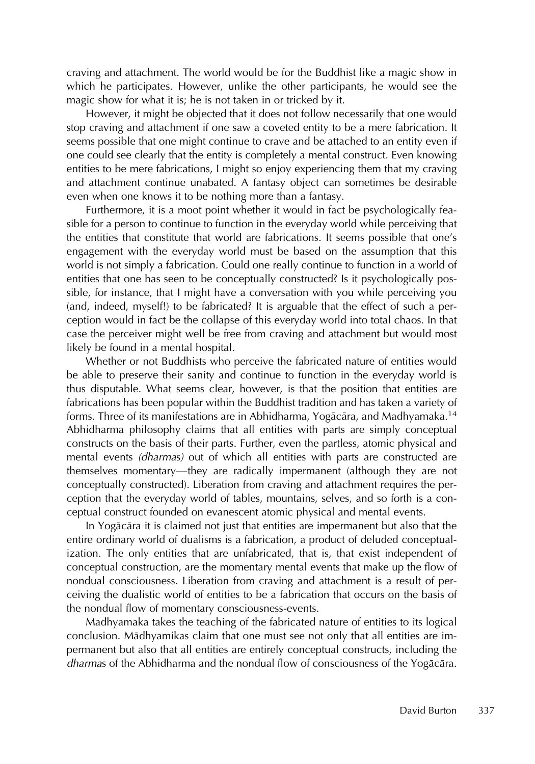craving and attachment. The world would be for the Buddhist like a magic show in which he participates. However, unlike the other participants, he would see the magic show for what it is; he is not taken in or tricked by it.

However, it might be objected that it does not follow necessarily that one would stop craving and attachment if one saw a coveted entity to be a mere fabrication. It seems possible that one might continue to crave and be attached to an entity even if one could see clearly that the entity is completely a mental construct. Even knowing entities to be mere fabrications, I might so enjoy experiencing them that my craving and attachment continue unabated. A fantasy object can sometimes be desirable even when one knows it to be nothing more than a fantasy.

Furthermore, it is a moot point whether it would in fact be psychologically feasible for a person to continue to function in the everyday world while perceiving that the entities that constitute that world are fabrications. It seems possible that one's engagement with the everyday world must be based on the assumption that this world is not simply a fabrication. Could one really continue to function in a world of entities that one has seen to be conceptually constructed? Is it psychologically possible, for instance, that I might have a conversation with you while perceiving you (and, indeed, myself!) to be fabricated? It is arguable that the effect of such a perception would in fact be the collapse of this everyday world into total chaos. In that case the perceiver might well be free from craving and attachment but would most likely be found in a mental hospital.

Whether or not Buddhists who perceive the fabricated nature of entities would be able to preserve their sanity and continue to function in the everyday world is thus disputable. What seems clear, however, is that the position that entities are fabrications has been popular within the Buddhist tradition and has taken a variety of forms. Three of its manifestations are in Abhidharma, Yogācāra, and Madhyamaka.[14] Abhidharma philosophy claims that all entities with parts are simply conceptual constructs on the basis of their parts. Further, even the partless, atomic physical and mental events *(dharmas)* out of which all entities with parts are constructed are themselves momentary—they are radically impermanent (although they are not conceptually constructed). Liberation from craving and attachment requires the perception that the everyday world of tables, mountains, selves, and so forth is a conceptual construct founded on evanescent atomic physical and mental events.

In Yogācāra it is claimed not just that entities are impermanent but also that the entire ordinary world of dualisms is a fabrication, a product of deluded conceptualization. The only entities that are unfabricated, that is, that exist independent of conceptual construction, are the momentary mental events that make up the flow of nondual consciousness. Liberation from craving and attachment is a result of perceiving the dualistic world of entities to be a fabrication that occurs on the basis of the nondual flow of momentary consciousness-events.

Madhyamaka takes the teaching of the fabricated nature of entities to its logical conclusion. Mādhyamikas claim that one must see not only that all entities are impermanent but also that all entities are entirely conceptual constructs, including the *dharma*s of the Abhidharma and the nondual flow of consciousness of the Yogācāra.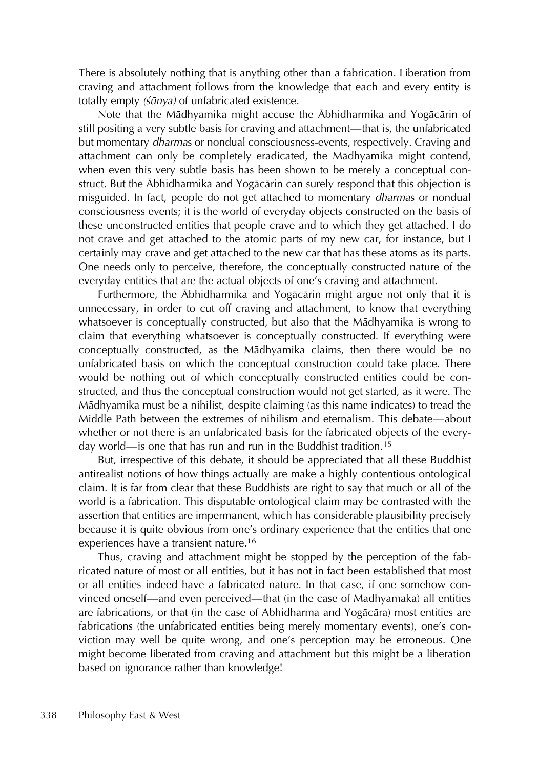There is absolutely nothing that is anything other than a fabrication. Liberation from craving and attachment follows from the knowledge that each and every entity is totally empty *(śūnya)* of unfabricated existence.

Note that the Mādhyamika might accuse the Ābhidharmika and Yogācārin of still positing a very subtle basis for craving and attachment—that is, the unfabricated but momentary *dharma*s or nondual consciousness-events, respectively. Craving and attachment can only be completely eradicated, the Mādhyamika might contend, when even this very subtle basis has been shown to be merely a conceptual construct. But the Ābhidharmika and Yogācārin can surely respond that this objection is misguided. In fact, people do not get attached to momentary *dharma*s or nondual consciousness events; it is the world of everyday objects constructed on the basis of these unconstructed entities that people crave and to which they get attached. I do not crave and get attached to the atomic parts of my new car, for instance, but I certainly may crave and get attached to the new car that has these atoms as its parts. One needs only to perceive, therefore, the conceptually constructed nature of the everyday entities that are the actual objects of one's craving and attachment.

Furthermore, the Ābhidharmika and Yogācārin might argue not only that it is unnecessary, in order to cut off craving and attachment, to know that everything whatsoever is conceptually constructed, but also that the Mādhyamika is wrong to claim that everything whatsoever is conceptually constructed. If everything were conceptually constructed, as the Mādhyamika claims, then there would be no unfabricated basis on which the conceptual construction could take place. There would be nothing out of which conceptually constructed entities could be constructed, and thus the conceptual construction would not get started, as it were. The Mādhyamika must be a nihilist, despite claiming (as this name indicates) to tread the Middle Path between the extremes of nihilism and eternalism. This debate—about whether or not there is an unfabricated basis for the fabricated objects of the everyday world—is one that has run and run in the Buddhist tradition.[15]

But, irrespective of this debate, it should be appreciated that all these Buddhist antirealist notions of how things actually are make a highly contentious ontological claim. It is far from clear that these Buddhists are right to say that much or all of the world is a fabrication. This disputable ontological claim may be contrasted with the assertion that entities are impermanent, which has considerable plausibility precisely because it is quite obvious from one's ordinary experience that the entities that one experiences have a transient nature.[16]

Thus, craving and attachment might be stopped by the perception of the fabricated nature of most or all entities, but it has not in fact been established that most or all entities indeed have a fabricated nature. In that case, if one somehow convinced oneself—and even perceived—that (in the case of Madhyamaka) all entities are fabrications, or that (in the case of Abhidharma and Yogācāra) most entities are fabrications (the unfabricated entities being merely momentary events), one's conviction may well be quite wrong, and one's perception may be erroneous. One might become liberated from craving and attachment but this might be a liberation based on ignorance rather than knowledge!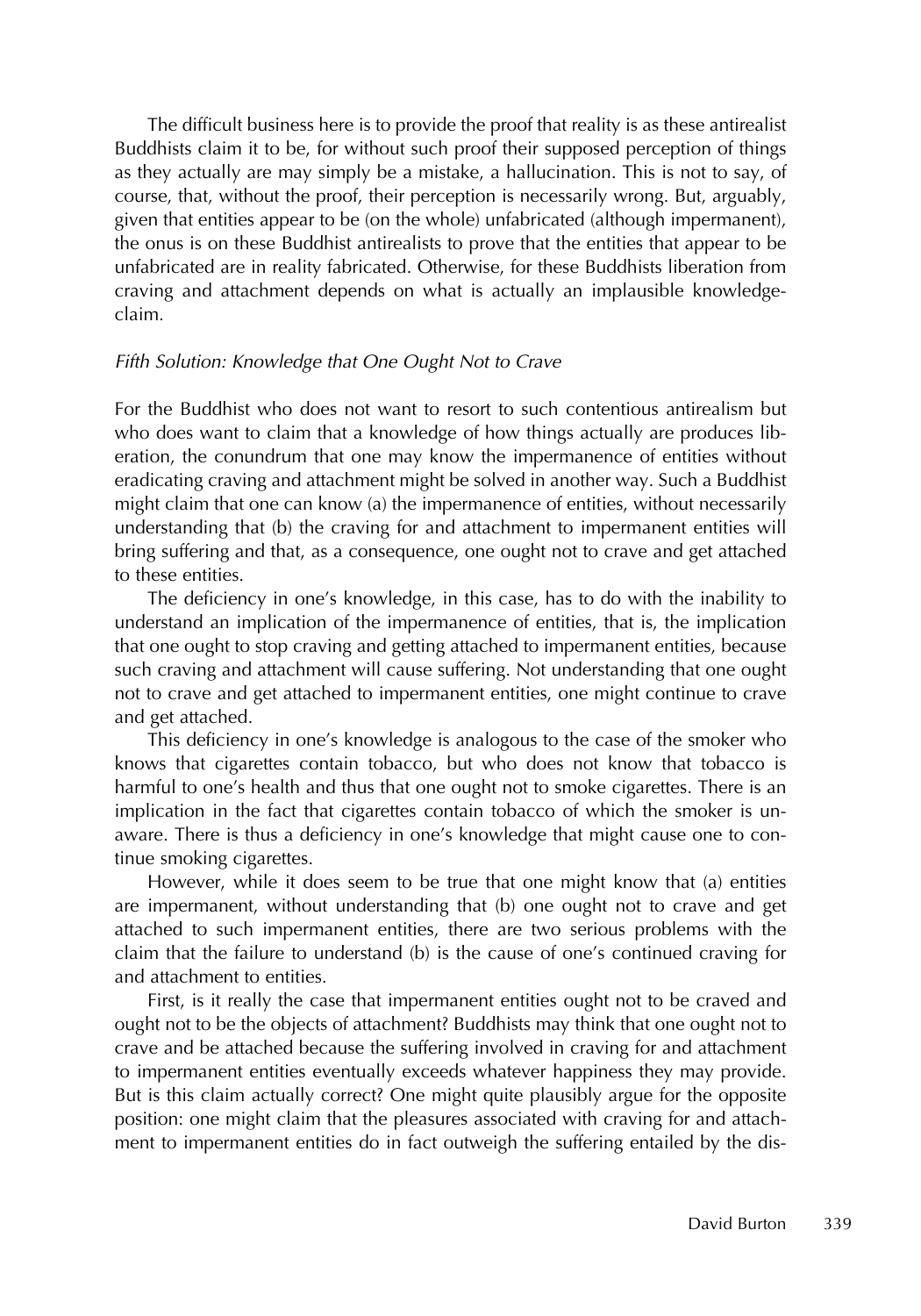The difficult business here is to provide the proof that reality is as these antirealist Buddhists claim it to be, for without such proof their supposed perception of things as they actually are may simply be a mistake, a hallucination. This is not to say, of course, that, without the proof, their perception is necessarily wrong. But, arguably, given that entities appear to be (on the whole) unfabricated (although impermanent), the onus is on these Buddhist antirealists to prove that the entities that appear to be unfabricated are in reality fabricated. Otherwise, for these Buddhists liberation from craving and attachment depends on what is actually an implausible knowledge-claim.

### *Fifth Solution: Knowledge that One Ought Not to Crave*

For the Buddhist who does not want to resort to such contentious antirealism but who does want to claim that a knowledge of how things actually are produces liberation, the conundrum that one may know the impermanence of entities without eradicating craving and attachment might be solved in another way. Such a Buddhist might claim that one can know (a) the impermanence of entities, without necessarily understanding that (b) the craving for and attachment to impermanent entities will bring suffering and that, as a consequence, one ought not to crave and get attached to these entities.

The deficiency in one's knowledge, in this case, has to do with the inability to understand an implication of the impermanence of entities, that is, the implication that one ought to stop craving and getting attached to impermanent entities, because such craving and attachment will cause suffering. Not understanding that one ought not to crave and get attached to impermanent entities, one might continue to crave and get attached.

This deficiency in one's knowledge is analogous to the case of the smoker who knows that cigarettes contain tobacco, but who does not know that tobacco is harmful to one's health and thus that one ought not to smoke cigarettes. There is an implication in the fact that cigarettes contain tobacco of which the smoker is unaware. There is thus a deficiency in one's knowledge that might cause one to continue smoking cigarettes.

However, while it does seem to be true that one might know that (a) entities are impermanent, without understanding that (b) one ought not to crave and get attached to such impermanent entities, there are two serious problems with the claim that the failure to understand (b) is the cause of one's continued craving for and attachment to entities.

First, is it really the case that impermanent entities ought not to be craved and ought not to be the objects of attachment? Buddhists may think that one ought not to crave and be attached because the suffering involved in craving for and attachment to impermanent entities eventually exceeds whatever happiness they may provide. But is this claim actually correct? One might quite plausibly argue for the opposite position: one might claim that the pleasures associated with craving for and attachment to impermanent entities do in fact outweigh the suffering entailed by the dis-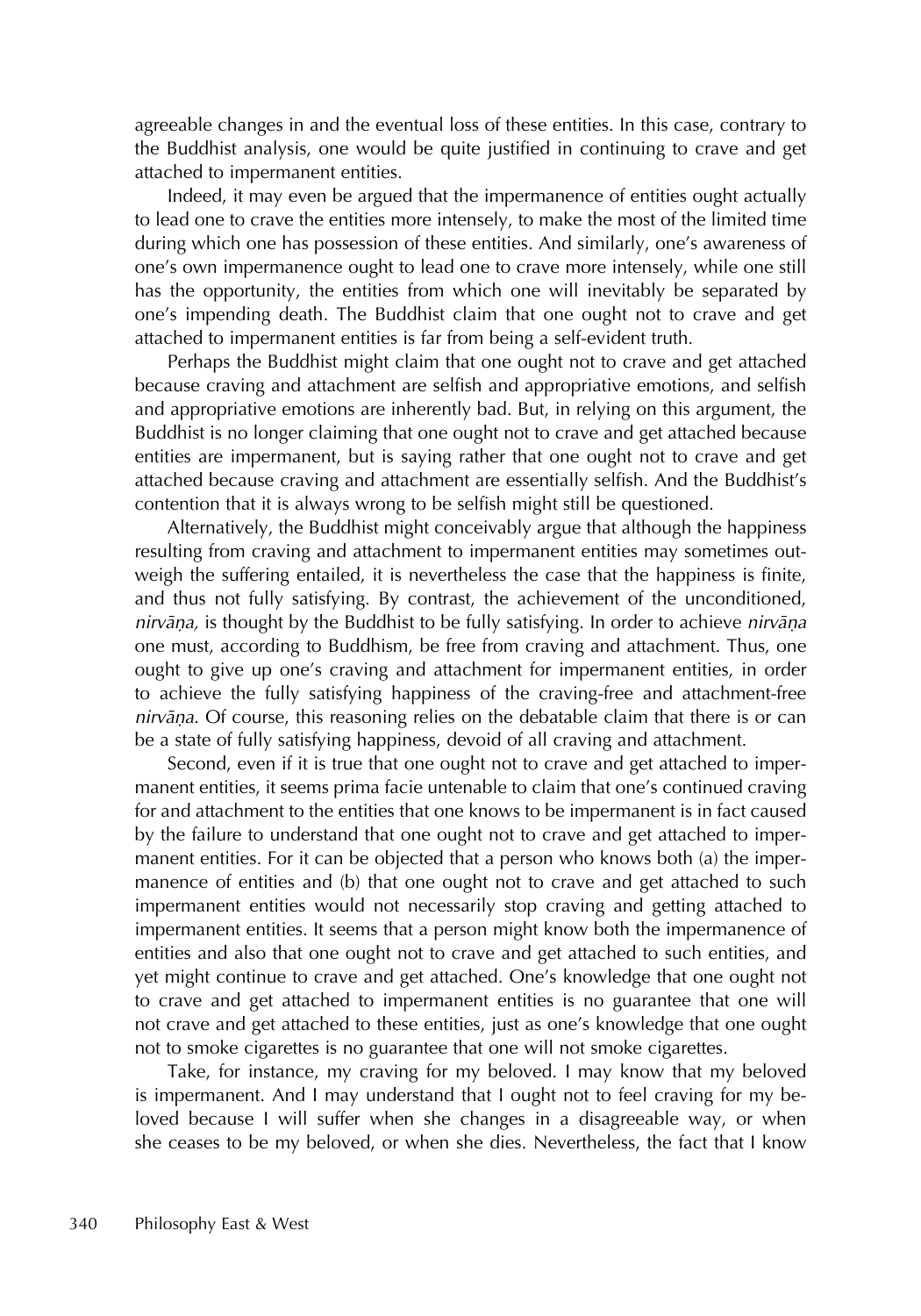agreeable changes in and the eventual loss of these entities. In this case, contrary to the Buddhist analysis, one would be quite justified in continuing to crave and get attached to impermanent entities.

Indeed, it may even be argued that the impermanence of entities ought actually to lead one to crave the entities more intensely, to make the most of the limited time during which one has possession of these entities. And similarly, one's awareness of one's own impermanence ought to lead one to crave more intensely, while one still has the opportunity, the entities from which one will inevitably be separated by one's impending death. The Buddhist claim that one ought not to crave and get attached to impermanent entities is far from being a self-evident truth.

Perhaps the Buddhist might claim that one ought not to crave and get attached because craving and attachment are selfish and appropriative emotions, and selfish and appropriative emotions are inherently bad. But, in relying on this argument, the Buddhist is no longer claiming that one ought not to crave and get attached because entities are impermanent, but is saying rather that one ought not to crave and get attached because craving and attachment are essentially selfish. And the Buddhist's contention that it is always wrong to be selfish might still be questioned.

Alternatively, the Buddhist might conceivably argue that although the happiness resulting from craving and attachment to impermanent entities may sometimes outweigh the suffering entailed, it is nevertheless the case that the happiness is finite, and thus not fully satisfying. By contrast, the achievement of the unconditioned, *nirvāṇa,* is thought by the Buddhist to be fully satisfying. In order to achieve *nirvāṇa* one must, according to Buddhism, be free from craving and attachment. Thus, one ought to give up one's craving and attachment for impermanent entities, in order to achieve the fully satisfying happiness of the craving-free and attachment-free *nirvāṇa.* Of course, this reasoning relies on the debatable claim that there is or can be a state of fully satisfying happiness, devoid of all craving and attachment.

Second, even if it is true that one ought not to crave and get attached to impermanent entities, it seems prima facie untenable to claim that one's continued craving for and attachment to the entities that one knows to be impermanent is in fact caused by the failure to understand that one ought not to crave and get attached to impermanent entities. For it can be objected that a person who knows both (a) the impermanence of entities and (b) that one ought not to crave and get attached to such impermanent entities would not necessarily stop craving and getting attached to impermanent entities. It seems that a person might know both the impermanence of entities and also that one ought not to crave and get attached to such entities, and yet might continue to crave and get attached. One's knowledge that one ought not to crave and get attached to impermanent entities is no guarantee that one will not crave and get attached to these entities, just as one's knowledge that one ought not to smoke cigarettes is no guarantee that one will not smoke cigarettes.

Take, for instance, my craving for my beloved. I may know that my beloved is impermanent. And I may understand that I ought not to feel craving for my beloved because I will suffer when she changes in a disagreeable way, or when she ceases to be my beloved, or when she dies. Nevertheless, the fact that I know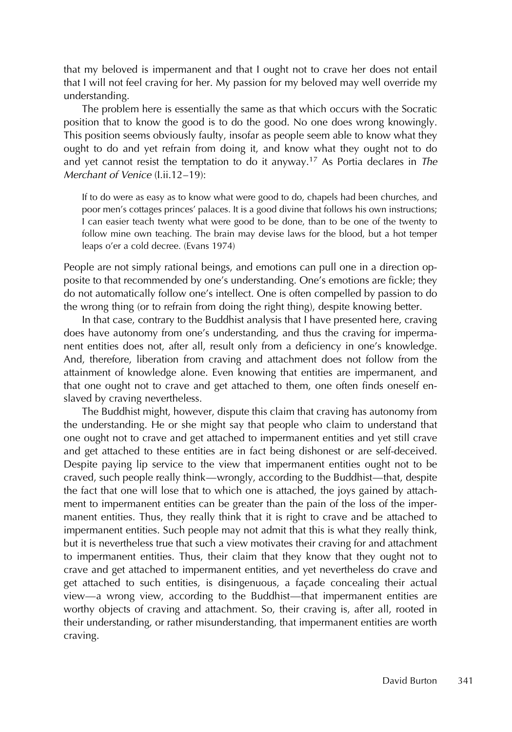that my beloved is impermanent and that I ought not to crave her does not entail that I will not feel craving for her. My passion for my beloved may well override my understanding.

The problem here is essentially the same as that which occurs with the Socratic position that to know the good is to do the good. No one does wrong knowingly. This position seems obviously faulty, insofar as people seem able to know what they ought to do and yet refrain from doing it, and know what they ought not to do and yet cannot resist the temptation to do it anyway.[17] As Portia declares in *The Merchant of Venice* (I.ii.12–19):

> If to do were as easy as to know what were good to do, chapels had been churches, and poor men's cottages princes' palaces. It is a good divine that follows his own instructions; I can easier teach twenty what were good to be done, than to be one of the twenty to follow mine own teaching. The brain may devise laws for the blood, but a hot temper leaps o'er a cold decree. (Evans 1974)

People are not simply rational beings, and emotions can pull one in a direction opposite to that recommended by one's understanding. One's emotions are fickle; they do not automatically follow one's intellect. One is often compelled by passion to do the wrong thing (or to refrain from doing the right thing), despite knowing better.

In that case, contrary to the Buddhist analysis that I have presented here, craving does have autonomy from one's understanding, and thus the craving for impermanent entities does not, after all, result only from a deficiency in one's knowledge. And, therefore, liberation from craving and attachment does not follow from the attainment of knowledge alone. Even knowing that entities are impermanent, and that one ought not to crave and get attached to them, one often finds oneself enslaved by craving nevertheless.

The Buddhist might, however, dispute this claim that craving has autonomy from the understanding. He or she might say that people who claim to understand that one ought not to crave and get attached to impermanent entities and yet still crave and get attached to these entities are in fact being dishonest or are self-deceived. Despite paying lip service to the view that impermanent entities ought not to be craved, such people really think—wrongly, according to the Buddhist—that, despite the fact that one will lose that to which one is attached, the joys gained by attachment to impermanent entities can be greater than the pain of the loss of the impermanent entities. Thus, they really think that it is right to crave and be attached to impermanent entities. Such people may not admit that this is what they really think, but it is nevertheless true that such a view motivates their craving for and attachment to impermanent entities. Thus, their claim that they know that they ought not to crave and get attached to impermanent entities, and yet nevertheless do crave and get attached to such entities, is disingenuous, a façade concealing their actual view—a wrong view, according to the Buddhist—that impermanent entities are worthy objects of craving and attachment. So, their craving is, after all, rooted in their understanding, or rather misunderstanding, that impermanent entities are worth craving.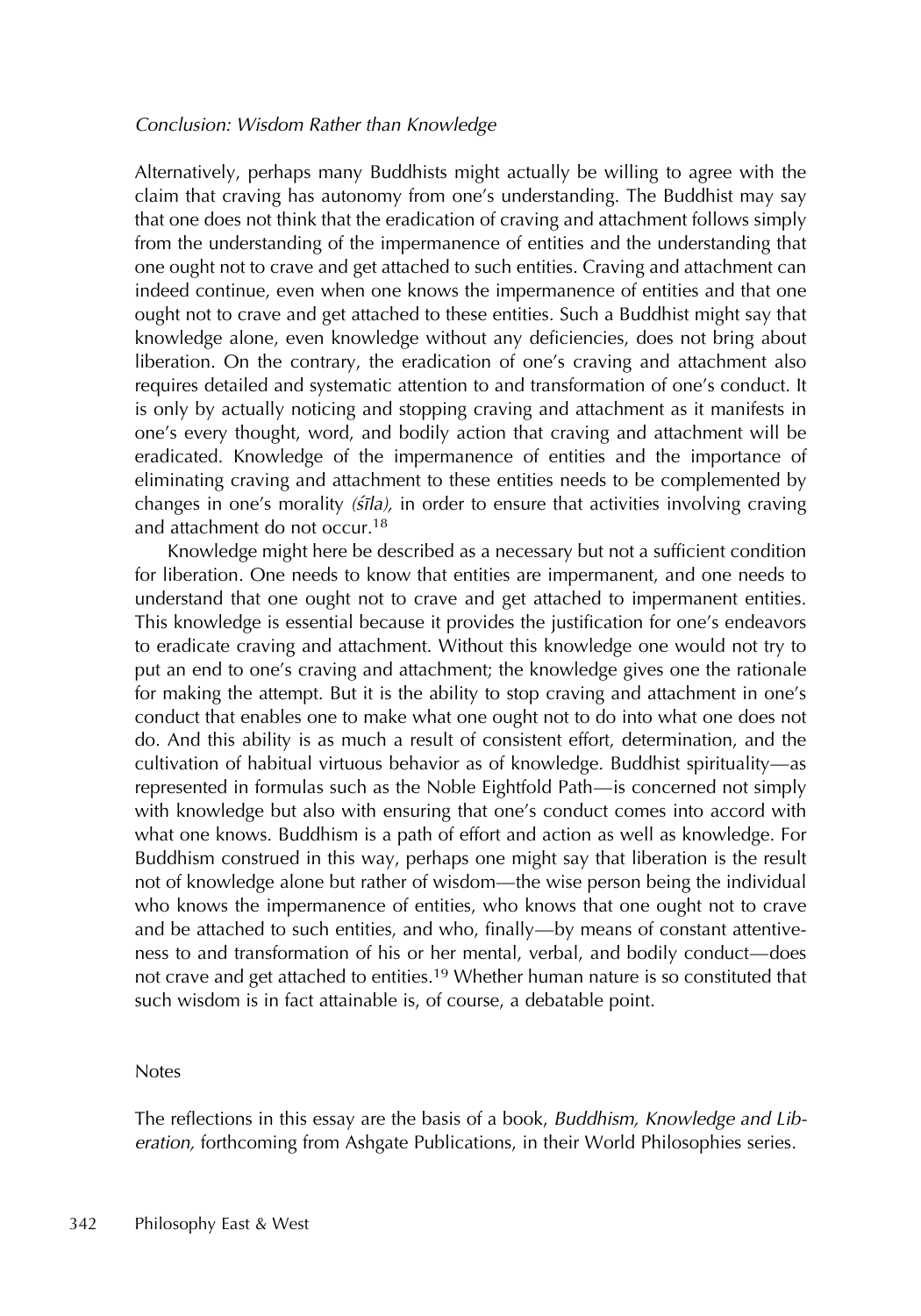*Conclusion: Wisdom Rather than Knowledge*

Alternatively, perhaps many Buddhists might actually be willing to agree with the claim that craving has autonomy from one's understanding. The Buddhist may say that one does not think that the eradication of craving and attachment follows simply from the understanding of the impermanence of entities and the understanding that one ought not to crave and get attached to such entities. Craving and attachment can indeed continue, even when one knows the impermanence of entities and that one ought not to crave and get attached to these entities. Such a Buddhist might say that knowledge alone, even knowledge without any deficiencies, does not bring about liberation. On the contrary, the eradication of one's craving and attachment also requires detailed and systematic attention to and transformation of one's conduct. It is only by actually noticing and stopping craving and attachment as it manifests in one's every thought, word, and bodily action that craving and attachment will be eradicated. Knowledge of the impermanence of entities and the importance of eliminating craving and attachment to these entities needs to be complemented by changes in one's morality *(śīla),* in order to ensure that activities involving craving and attachment do not occur.[18]

Knowledge might here be described as a necessary but not a sufficient condition for liberation. One needs to know that entities are impermanent, and one needs to understand that one ought not to crave and get attached to impermanent entities. This knowledge is essential because it provides the justification for one's endeavors to eradicate craving and attachment. Without this knowledge one would not try to put an end to one's craving and attachment; the knowledge gives one the rationale for making the attempt. But it is the ability to stop craving and attachment in one's conduct that enables one to make what one ought not to do into what one does not do. And this ability is as much a result of consistent effort, determination, and the cultivation of habitual virtuous behavior as of knowledge. Buddhist spirituality—as represented in formulas such as the Noble Eightfold Path—is concerned not simply with knowledge but also with ensuring that one's conduct comes into accord with what one knows. Buddhism is a path of effort and action as well as knowledge. For Buddhism construed in this way, perhaps one might say that liberation is the result not of knowledge alone but rather of wisdom—the wise person being the individual who knows the impermanence of entities, who knows that one ought not to crave and be attached to such entities, and who, finally—by means of constant attentiveness to and transformation of his or her mental, verbal, and bodily conduct—does not crave and get attached to entities.[19] Whether human nature is so constituted that such wisdom is in fact attainable is, of course, a debatable point.

Notes

The reflections in this essay are the basis of a book, *Buddhism, Knowledge and Liberation,* forthcoming from Ashgate Publications, in their World Philosophies series.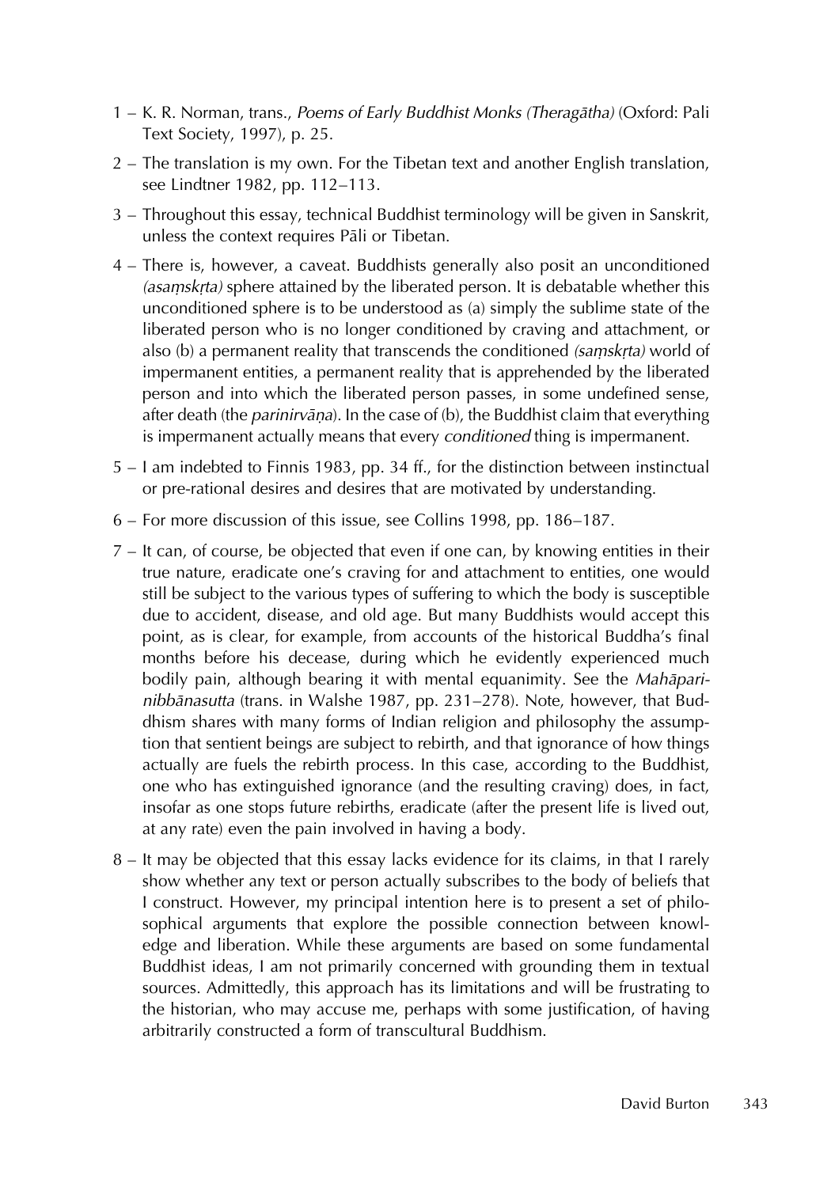1 – K. R. Norman, trans., *Poems of Early Buddhist Monks (Theragātha)* (Oxford: Pali Text Society, 1997), p. 25.

2 – The translation is my own. For the Tibetan text and another English translation, see Lindtner 1982, pp. 112–113.

3 – Throughout this essay, technical Buddhist terminology will be given in Sanskrit, unless the context requires Pāli or Tibetan.

4 – There is, however, a caveat. Buddhists generally also posit an unconditioned *(asaṃskṛta)* sphere attained by the liberated person. It is debatable whether this unconditioned sphere is to be understood as (a) simply the sublime state of the liberated person who is no longer conditioned by craving and attachment, or also (b) a permanent reality that transcends the conditioned *(saṃskṛta)* world of impermanent entities, a permanent reality that is apprehended by the liberated person and into which the liberated person passes, in some undefined sense, after death (the *parinirvāṇa*). In the case of (b), the Buddhist claim that everything is impermanent actually means that every *conditioned* thing is impermanent.

5 – I am indebted to Finnis 1983, pp. 34 ff., for the distinction between instinctual or pre-rational desires and desires that are motivated by understanding.

6 – For more discussion of this issue, see Collins 1998, pp. 186–187.

7 – It can, of course, be objected that even if one can, by knowing entities in their true nature, eradicate one's craving for and attachment to entities, one would still be subject to the various types of suffering to which the body is susceptible due to accident, disease, and old age. But many Buddhists would accept this point, as is clear, for example, from accounts of the historical Buddha's final months before his decease, during which he evidently experienced much bodily pain, although bearing it with mental equanimity. See the *Mahāparinibbānasutta* (trans. in Walshe 1987, pp. 231–278). Note, however, that Buddhism shares with many forms of Indian religion and philosophy the assumption that sentient beings are subject to rebirth, and that ignorance of how things actually are fuels the rebirth process. In this case, according to the Buddhist, one who has extinguished ignorance (and the resulting craving) does, in fact, insofar as one stops future rebirths, eradicate (after the present life is lived out, at any rate) even the pain involved in having a body.

8 – It may be objected that this essay lacks evidence for its claims, in that I rarely show whether any text or person actually subscribes to the body of beliefs that I construct. However, my principal intention here is to present a set of philosophical arguments that explore the possible connection between knowledge and liberation. While these arguments are based on some fundamental Buddhist ideas, I am not primarily concerned with grounding them in textual sources. Admittedly, this approach has its limitations and will be frustrating to the historian, who may accuse me, perhaps with some justification, of having arbitrarily constructed a form of transcultural Buddhism.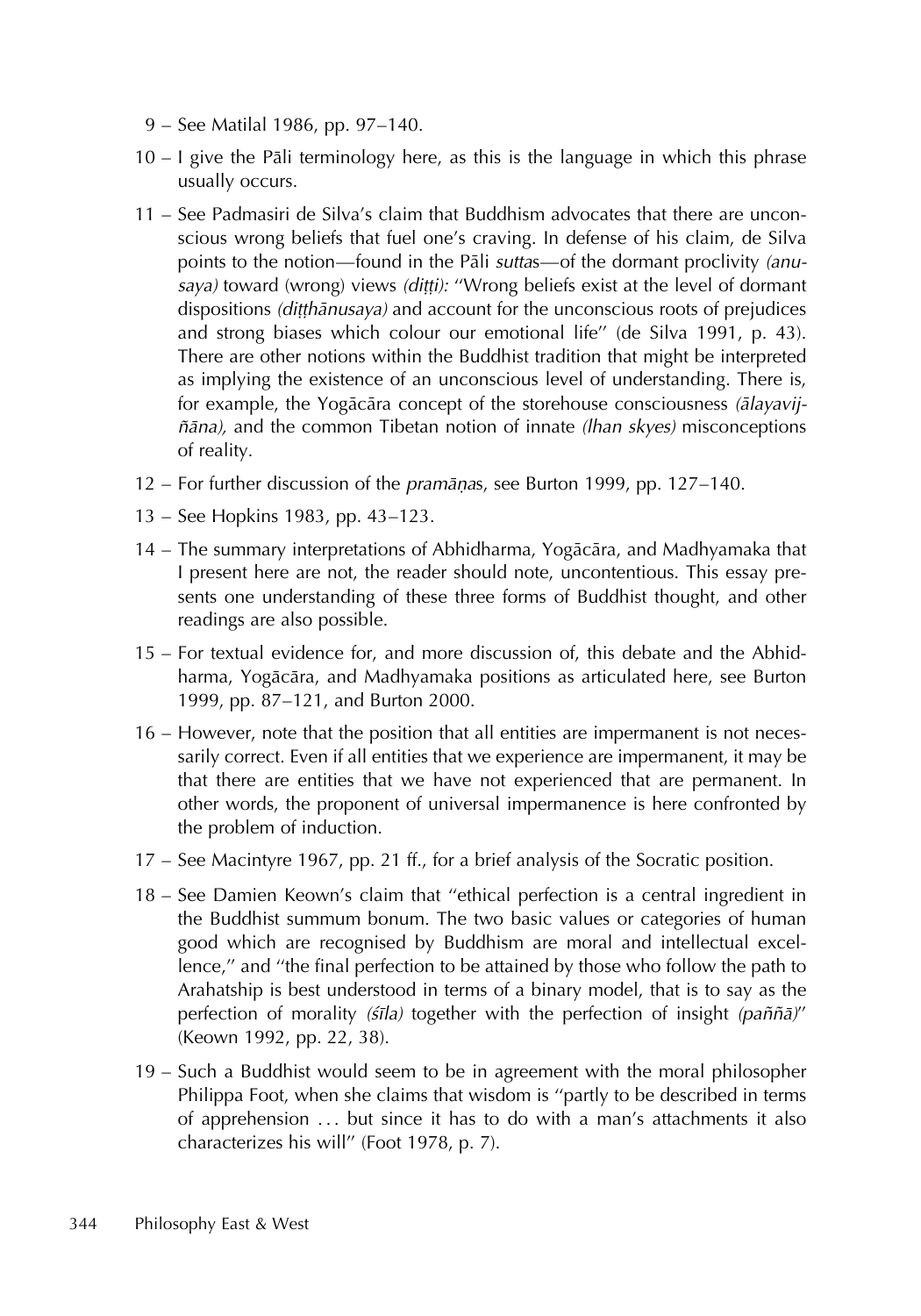9 – See Matilal 1986, pp. 97–140.

10 – I give the Pāli terminology here, as this is the language in which this phrase usually occurs.

11 – See Padmasiri de Silva's claim that Buddhism advocates that there are unconscious wrong beliefs that fuel one's craving. In defense of his claim, de Silva points to the notion—found in the Pāli *sutta*s—of the dormant proclivity *(anusaya)* toward (wrong) views *(diṭṭi):* "Wrong beliefs exist at the level of dormant dispositions *(diṭṭhānusaya)* and account for the unconscious roots of prejudices and strong biases which colour our emotional life" (de Silva 1991, p. 43). There are other notions within the Buddhist tradition that might be interpreted as implying the existence of an unconscious level of understanding. There is, for example, the Yogācāra concept of the storehouse consciousness *(ālayavijñāna),* and the common Tibetan notion of innate *(lhan skyes)* misconceptions of reality.

12 – For further discussion of the *pramāṇa*s, see Burton 1999, pp. 127–140.

13 – See Hopkins 1983, pp. 43–123.

14 – The summary interpretations of Abhidharma, Yogācāra, and Madhyamaka that I present here are not, the reader should note, uncontentious. This essay presents one understanding of these three forms of Buddhist thought, and other readings are also possible.

15 – For textual evidence for, and more discussion of, this debate and the Abhidharma, Yogācāra, and Madhyamaka positions as articulated here, see Burton 1999, pp. 87–121, and Burton 2000.

16 – However, note that the position that all entities are impermanent is not necessarily correct. Even if all entities that we experience are impermanent, it may be that there are entities that we have not experienced that are permanent. In other words, the proponent of universal impermanence is here confronted by the problem of induction.

17 – See Macintyre 1967, pp. 21 ff., for a brief analysis of the Socratic position.

18 – See Damien Keown's claim that "ethical perfection is a central ingredient in the Buddhist summum bonum. The two basic values or categories of human good which are recognised by Buddhism are moral and intellectual excellence," and "the final perfection to be attained by those who follow the path to Arahatship is best understood in terms of a binary model, that is to say as the perfection of morality *(śīla)* together with the perfection of insight *(paññā)*" (Keown 1992, pp. 22, 38).

19 – Such a Buddhist would seem to be in agreement with the moral philosopher Philippa Foot, when she claims that wisdom is "partly to be described in terms of apprehension . . . but since it has to do with a man's attachments it also characterizes his will" (Foot 1978, p. 7).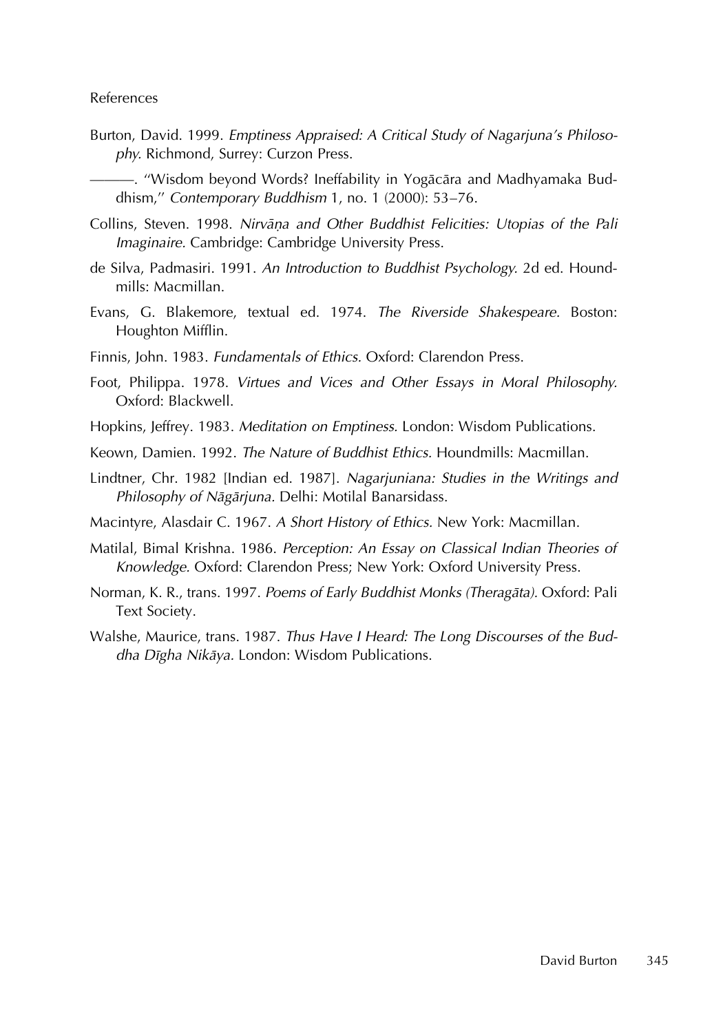References

Burton, David. 1999. *Emptiness Appraised: A Critical Study of Nagarjuna's Philosophy*. Richmond, Surrey: Curzon Press.

———. "Wisdom beyond Words? Ineffability in Yogācāra and Madhyamaka Buddhism," *Contemporary Buddhism* 1, no. 1 (2000): 53–76.

Collins, Steven. 1998. *Nirvāṇa and Other Buddhist Felicities: Utopias of the Pali Imaginaire*. Cambridge: Cambridge University Press.

de Silva, Padmasiri. 1991. *An Introduction to Buddhist Psychology.* 2d ed. Houndmills: Macmillan.

Evans, G. Blakemore, textual ed. 1974. *The Riverside Shakespeare*. Boston: Houghton Mifflin.

Finnis, John. 1983. *Fundamentals of Ethics*. Oxford: Clarendon Press.

Foot, Philippa. 1978. *Virtues and Vices and Other Essays in Moral Philosophy.* Oxford: Blackwell.

Hopkins, Jeffrey. 1983. *Meditation on Emptiness.* London: Wisdom Publications.

Keown, Damien. 1992. *The Nature of Buddhist Ethics.* Houndmills: Macmillan.

Lindtner, Chr. 1982 [Indian ed. 1987]. *Nagarjuniana: Studies in the Writings and Philosophy of Nāgārjuna.* Delhi: Motilal Banarsidass.

Macintyre, Alasdair C. 1967. *A Short History of Ethics.* New York: Macmillan.

Matilal, Bimal Krishna. 1986. *Perception: An Essay on Classical Indian Theories of Knowledge*. Oxford: Clarendon Press; New York: Oxford University Press.

Norman, K. R., trans. 1997. *Poems of Early Buddhist Monks (Theragāta).* Oxford: Pali Text Society.

Walshe, Maurice, trans. 1987. *Thus Have I Heard: The Long Discourses of the Buddha Dīgha Nikāya.* London: Wisdom Publications.